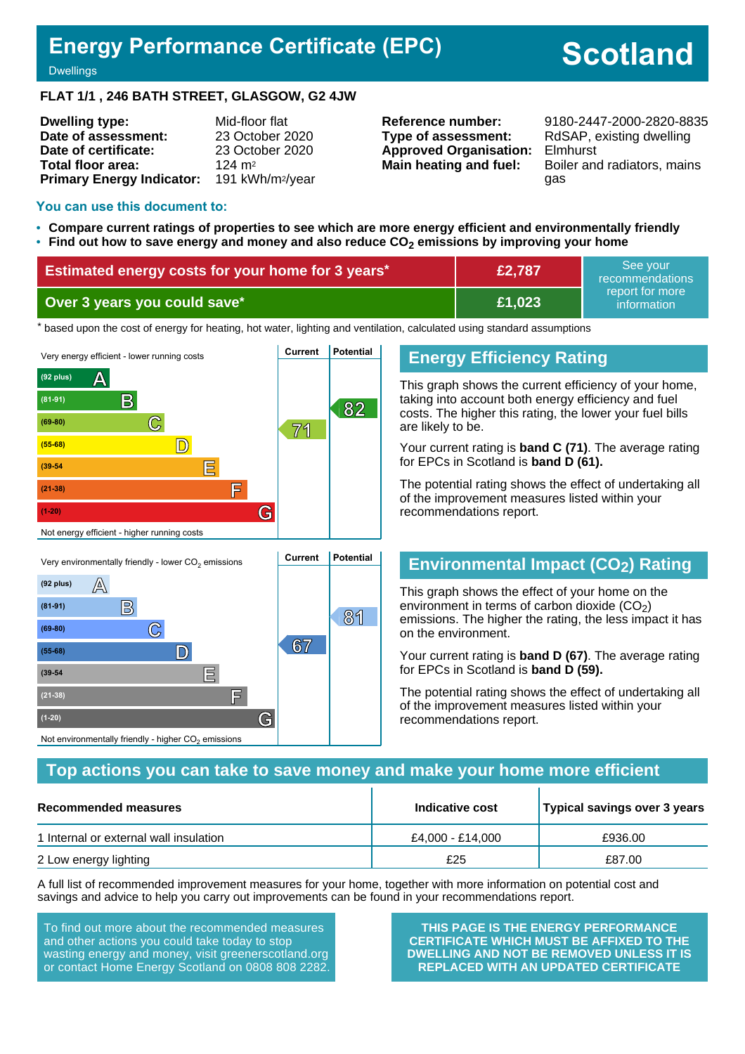# Energy Performance Certificate (EPC)

Dwellings

**Scotland**

**FLAT 1/1 , 246 BATH STREET, GLASGOW, G2 4JW**

| | |
|---|---|
| **Dwelling type:** | Mid-floor flat |
| **Date of assessment:** | 23 October 2020 |
| **Date of certificate:** | 23 October 2020 |
| **Total floor area:** | 124 m² |
| **Primary Energy Indicator:** | 191 kWh/m²/year |

| | |
|---|---|
| **Reference number:** | 9180-2447-2000-2820-8835 |
| **Type of assessment:** | RdSAP, existing dwelling |
| **Approved Organisation:** | Elmhurst |
| **Main heating and fuel:** | Boiler and radiators, mains gas |

## You can use this document to:

- **Compare current ratings of properties to see which are more energy efficient and environmentally friendly**
- **Find out how to save energy and money and also reduce $CO_2$ emissions by improving your home**

| | | |
|---|---|---|
| **Estimated energy costs for your home for 3 years*** | **£2,787** | See your recommendations report for more information |
| **Over 3 years you could save*** | **£1,023** | |

* based upon the cost of energy for heating, hot water, lighting and ventilation, calculated using standard assumptions

Very energy efficient - lower running costs

| Band | Current | Potential |
|---|---|---|
| (92 plus) A | | |
| (81-91) B | | 82 |
| (69-80) C | 71 | |
| (55-68) D | | |
| (39-54) E | | |
| (21-38) F | | |
| (1-20) G | | |

Not energy efficient - higher running costs

## Energy Efficiency Rating

This graph shows the current efficiency of your home, taking into account both energy efficiency and fuel costs. The higher this rating, the lower your fuel bills are likely to be.

Your current rating is **band C (71)**. The average rating for EPCs in Scotland is **band D (61).**

The potential rating shows the effect of undertaking all of the improvement measures listed within your recommendations report.

Very environmentally friendly - lower $CO_2$ emissions

| Band | Current | Potential |
|---|---|---|
| (92 plus) A | | |
| (81-91) B | | 81 |
| (69-80) C | | |
| (55-68) D | 67 | |
| (39-54) E | | |
| (21-38) F | | |
| (1-20) G | | |

Not environmentally friendly - higher $CO_2$ emissions

## Environmental Impact ($CO_2$) Rating

This graph shows the effect of your home on the environment in terms of carbon dioxide ($CO_2$) emissions. The higher the rating, the less impact it has on the environment.

Your current rating is **band D (67)**. The average rating for EPCs in Scotland is **band D (59).**

The potential rating shows the effect of undertaking all of the improvement measures listed within your recommendations report.

## Top actions you can take to save money and make your home more efficient

| Recommended measures | Indicative cost | Typical savings over 3 years |
|---|---|---|
| 1 Internal or external wall insulation | £4,000 - £14,000 | £936.00 |
| 2 Low energy lighting | £25 | £87.00 |

A full list of recommended improvement measures for your home, together with more information on potential cost and savings and advice to help you carry out improvements can be found in your recommendations report.

To find out more about the recommended measures and other actions you could take today to stop wasting energy and money, visit greenerscotland.org or contact Home Energy Scotland on 0808 808 2282.

**THIS PAGE IS THE ENERGY PERFORMANCE CERTIFICATE WHICH MUST BE AFFIXED TO THE DWELLING AND NOT BE REMOVED UNLESS IT IS REPLACED WITH AN UPDATED CERTIFICATE**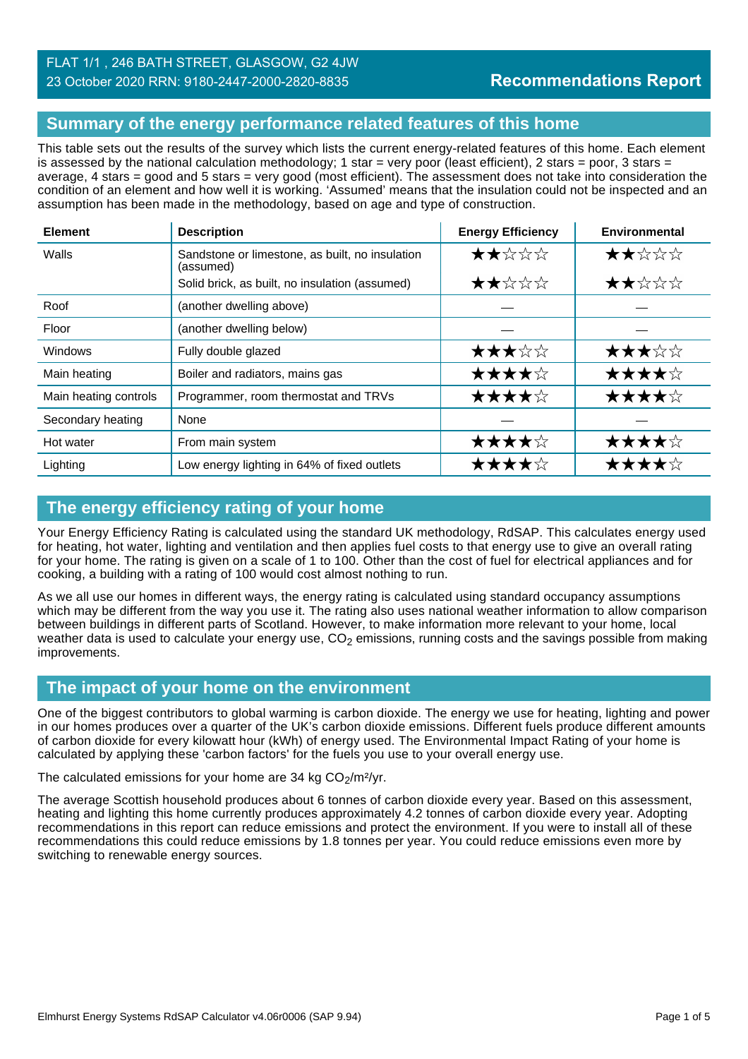FLAT 1/1 , 246 BATH STREET, GLASGOW, G2 4JW
23 October 2020 RRN: 9180-2447-2000-2820-8835

**Recommendations Report**

## Summary of the energy performance related features of this home

This table sets out the results of the survey which lists the current energy-related features of this home. Each element is assessed by the national calculation methodology; 1 star = very poor (least efficient), 2 stars = poor, 3 stars = average, 4 stars = good and 5 stars = very good (most efficient). The assessment does not take into consideration the condition of an element and how well it is working. 'Assumed' means that the insulation could not be inspected and an assumption has been made in the methodology, based on age and type of construction.

| Element | Description | Energy Efficiency | Environmental |
|---|---|---|---|
| Walls | Sandstone or limestone, as built, no insulation (assumed) | ★★☆☆☆ | ★★☆☆☆ |
| | Solid brick, as built, no insulation (assumed) | ★★☆☆☆ | ★★☆☆☆ |
| Roof | (another dwelling above) | — | — |
| Floor | (another dwelling below) | — | — |
| Windows | Fully double glazed | ★★★☆☆ | ★★★☆☆ |
| Main heating | Boiler and radiators, mains gas | ★★★★☆ | ★★★★☆ |
| Main heating controls | Programmer, room thermostat and TRVs | ★★★★☆ | ★★★★☆ |
| Secondary heating | None | — | — |
| Hot water | From main system | ★★★★☆ | ★★★★☆ |
| Lighting | Low energy lighting in 64% of fixed outlets | ★★★★☆ | ★★★★☆ |

## The energy efficiency rating of your home

Your Energy Efficiency Rating is calculated using the standard UK methodology, RdSAP. This calculates energy used for heating, hot water, lighting and ventilation and then applies fuel costs to that energy use to give an overall rating for your home. The rating is given on a scale of 1 to 100. Other than the cost of fuel for electrical appliances and for cooking, a building with a rating of 100 would cost almost nothing to run.

As we all use our homes in different ways, the energy rating is calculated using standard occupancy assumptions which may be different from the way you use it. The rating also uses national weather information to allow comparison between buildings in different parts of Scotland. However, to make information more relevant to your home, local weather data is used to calculate your energy use, $CO_2$ emissions, running costs and the savings possible from making improvements.

## The impact of your home on the environment

One of the biggest contributors to global warming is carbon dioxide. The energy we use for heating, lighting and power in our homes produces over a quarter of the UK's carbon dioxide emissions. Different fuels produce different amounts of carbon dioxide for every kilowatt hour (kWh) of energy used. The Environmental Impact Rating of your home is calculated by applying these 'carbon factors' for the fuels you use to your overall energy use.

The calculated emissions for your home are 34 kg $CO_2$/m²/yr.

The average Scottish household produces about 6 tonnes of carbon dioxide every year. Based on this assessment, heating and lighting this home currently produces approximately 4.2 tonnes of carbon dioxide every year. Adopting recommendations in this report can reduce emissions and protect the environment. If you were to install all of these recommendations this could reduce emissions by 1.8 tonnes per year. You could reduce emissions even more by switching to renewable energy sources.

Elmhurst Energy Systems RdSAP Calculator v4.06r0006 (SAP 9.94)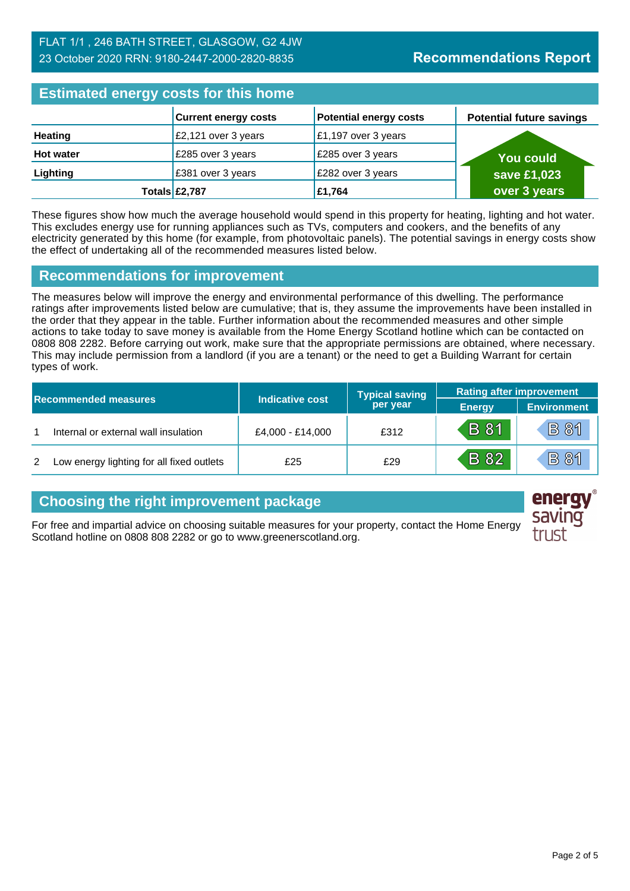FLAT 1/1 , 246 BATH STREET, GLASGOW, G2 4JW
23 October 2020 RRN: 9180-2447-2000-2820-8835

**Recommendations Report**

## Estimated energy costs for this home

| | Current energy costs | Potential energy costs | Potential future savings |
|---|---|---|---|
| **Heating** | £2,121 over 3 years | £1,197 over 3 years | You could save £1,023 over 3 years |
| **Hot water** | £285 over 3 years | £285 over 3 years | |
| **Lighting** | £381 over 3 years | £282 over 3 years | |
| **Totals** | **£2,787** | **£1,764** | |

These figures show how much the average household would spend in this property for heating, lighting and hot water. This excludes energy use for running appliances such as TVs, computers and cookers, and the benefits of any electricity generated by this home (for example, from photovoltaic panels). The potential savings in energy costs show the effect of undertaking all of the recommended measures listed below.

## Recommendations for improvement

The measures below will improve the energy and environmental performance of this dwelling. The performance ratings after improvements listed below are cumulative; that is, they assume the improvements have been installed in the order that they appear in the table. Further information about the recommended measures and other simple actions to take today to save money is available from the Home Energy Scotland hotline which can be contacted on 0808 808 2282. Before carrying out work, make sure that the appropriate permissions are obtained, where necessary. This may include permission from a landlord (if you are a tenant) or the need to get a Building Warrant for certain types of work.

| Recommended measures | | Indicative cost | Typical saving per year | Rating after improvement | |
|---|---|---|---|---|---|
| | | | | Energy | Environment |
| 1 | Internal or external wall insulation | £4,000 - £14,000 | £312 | B 81 | B 81 |
| 2 | Low energy lighting for all fixed outlets | £25 | £29 | B 82 | B 81 |

## Choosing the right improvement package

For free and impartial advice on choosing suitable measures for your property, contact the Home Energy Scotland hotline on 0808 808 2282 or go to www.greenerscotland.org.

energy saving trust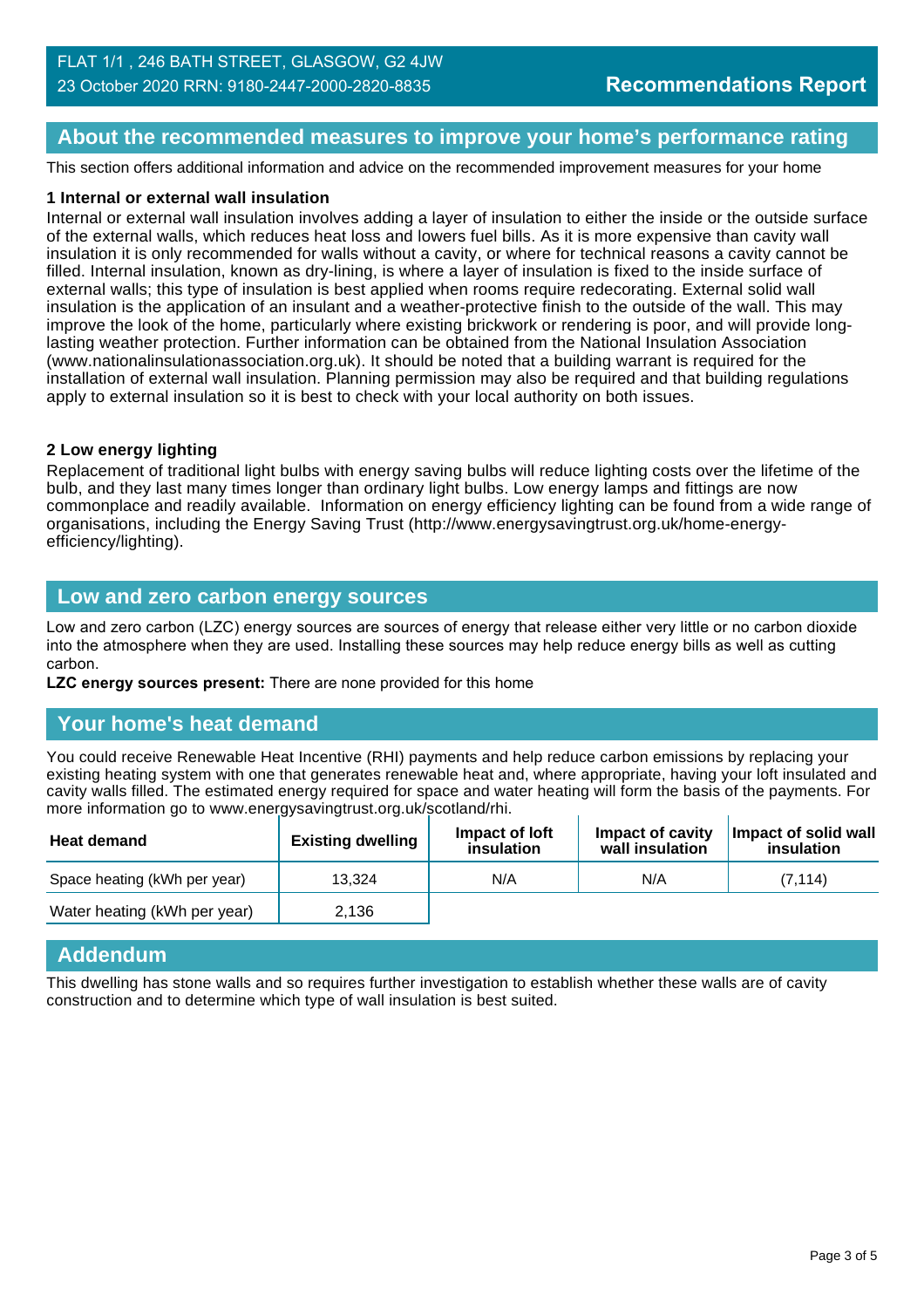FLAT 1/1 , 246 BATH STREET, GLASGOW, G2 4JW
23 October 2020 RRN: 9180-2447-2000-2820-8835

**Recommendations Report**

## About the recommended measures to improve your home's performance rating

This section offers additional information and advice on the recommended improvement measures for your home

**1 Internal or external wall insulation**

Internal or external wall insulation involves adding a layer of insulation to either the inside or the outside surface of the external walls, which reduces heat loss and lowers fuel bills. As it is more expensive than cavity wall insulation it is only recommended for walls without a cavity, or where for technical reasons a cavity cannot be filled. Internal insulation, known as dry-lining, is where a layer of insulation is fixed to the inside surface of external walls; this type of insulation is best applied when rooms require redecorating. External solid wall insulation is the application of an insulant and a weather-protective finish to the outside of the wall. This may improve the look of the home, particularly where existing brickwork or rendering is poor, and will provide long-lasting weather protection. Further information can be obtained from the National Insulation Association (www.nationalinsulationassociation.org.uk). It should be noted that a building warrant is required for the installation of external wall insulation. Planning permission may also be required and that building regulations apply to external insulation so it is best to check with your local authority on both issues.

**2 Low energy lighting**

Replacement of traditional light bulbs with energy saving bulbs will reduce lighting costs over the lifetime of the bulb, and they last many times longer than ordinary light bulbs. Low energy lamps and fittings are now commonplace and readily available. Information on energy efficiency lighting can be found from a wide range of organisations, including the Energy Saving Trust (http://www.energysavingtrust.org.uk/home-energy-efficiency/lighting).

## Low and zero carbon energy sources

Low and zero carbon (LZC) energy sources are sources of energy that release either very little or no carbon dioxide into the atmosphere when they are used. Installing these sources may help reduce energy bills as well as cutting carbon.

**LZC energy sources present:** There are none provided for this home

## Your home's heat demand

You could receive Renewable Heat Incentive (RHI) payments and help reduce carbon emissions by replacing your existing heating system with one that generates renewable heat and, where appropriate, having your loft insulated and cavity walls filled. The estimated energy required for space and water heating will form the basis of the payments. For more information go to www.energysavingtrust.org.uk/scotland/rhi.

| Heat demand | Existing dwelling | Impact of loft insulation | Impact of cavity wall insulation | Impact of solid wall insulation |
|---|---|---|---|---|
| Space heating (kWh per year) | 13,324 | N/A | N/A | (7,114) |
| Water heating (kWh per year) | 2,136 | | | |

## Addendum

This dwelling has stone walls and so requires further investigation to establish whether these walls are of cavity construction and to determine which type of wall insulation is best suited.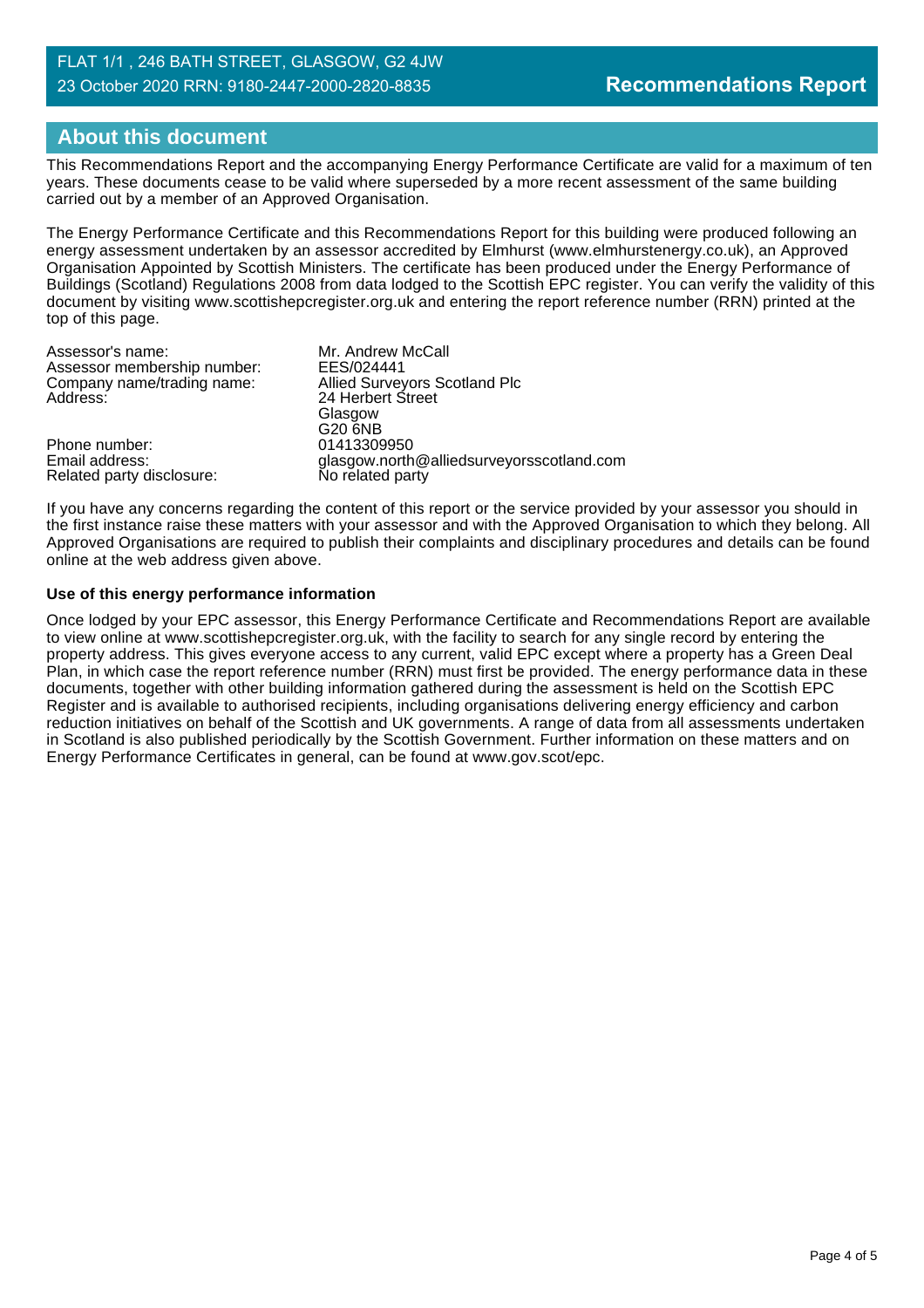## About this document

This Recommendations Report and the accompanying Energy Performance Certificate are valid for a maximum of ten years. These documents cease to be valid where superseded by a more recent assessment of the same building carried out by a member of an Approved Organisation.

The Energy Performance Certificate and this Recommendations Report for this building were produced following an energy assessment undertaken by an assessor accredited by Elmhurst (www.elmhurstenergy.co.uk), an Approved Organisation Appointed by Scottish Ministers. The certificate has been produced under the Energy Performance of Buildings (Scotland) Regulations 2008 from data lodged to the Scottish EPC register. You can verify the validity of this document by visiting www.scottishepcregister.org.uk and entering the report reference number (RRN) printed at the top of this page.

| | |
|---|---|
| Assessor's name: | Mr. Andrew McCall |
| Assessor membership number: | EES/024441 |
| Company name/trading name: | Allied Surveyors Scotland Plc |
| Address: | 24 Herbert Street<br>Glasgow<br>G20 6NB |
| Phone number: | 01413309950 |
| Email address: | glasgow.north@alliedsurveyorsscotland.com |
| Related party disclosure: | No related party |

If you have any concerns regarding the content of this report or the service provided by your assessor you should in the first instance raise these matters with your assessor and with the Approved Organisation to which they belong. All Approved Organisations are required to publish their complaints and disciplinary procedures and details can be found online at the web address given above.

**Use of this energy performance information**

Once lodged by your EPC assessor, this Energy Performance Certificate and Recommendations Report are available to view online at www.scottishepcregister.org.uk, with the facility to search for any single record by entering the property address. This gives everyone access to any current, valid EPC except where a property has a Green Deal Plan, in which case the report reference number (RRN) must first be provided. The energy performance data in these documents, together with other building information gathered during the assessment is held on the Scottish EPC Register and is available to authorised recipients, including organisations delivering energy efficiency and carbon reduction initiatives on behalf of the Scottish and UK governments. A range of data from all assessments undertaken in Scotland is also published periodically by the Scottish Government. Further information on these matters and on Energy Performance Certificates in general, can be found at www.gov.scot/epc.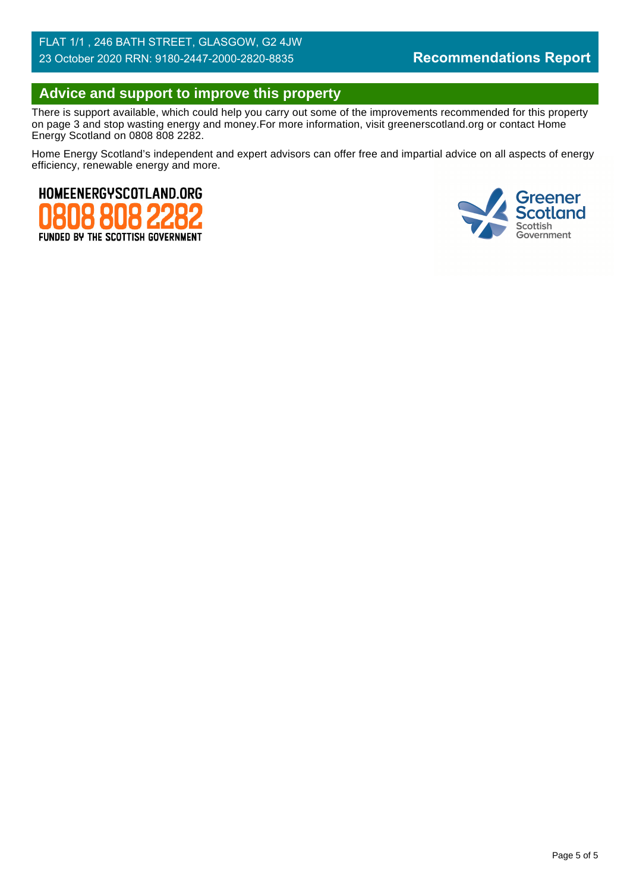## Advice and support to improve this property

There is support available, which could help you carry out some of the improvements recommended for this property on page 3 and stop wasting energy and money.For more information, visit greenerscotland.org or contact Home Energy Scotland on 0808 808 2282.

Home Energy Scotland's independent and expert advisors can offer free and impartial advice on all aspects of energy efficiency, renewable energy and more.

HOMEENERGYSCOTLAND.ORG
0808 808 2282
FUNDED BY THE SCOTTISH GOVERNMENT

Greener Scotland
Scottish Government